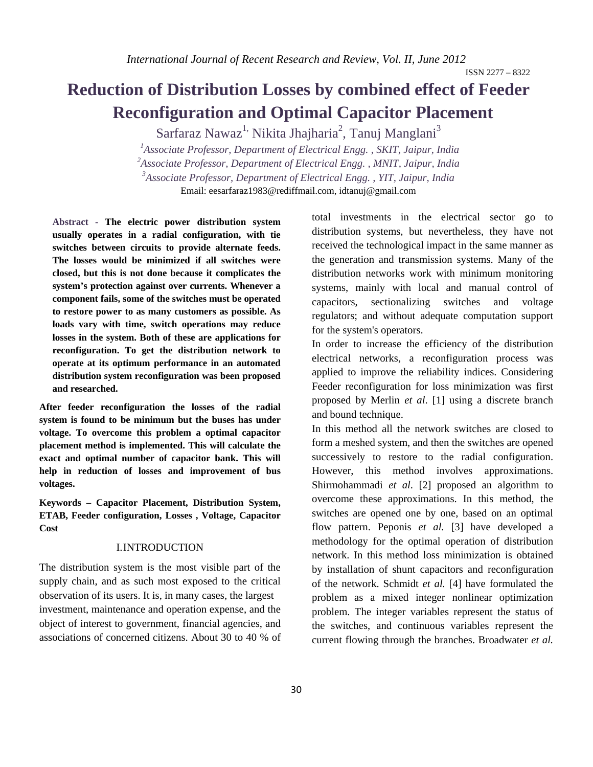# Reduction of Distribution Losses by combined effect of Feeder Reconfiguration and Optimal Capacitor Placement

Sarfaraz Nawaz[1], Nikita Jhajharia[2], Tanuj Manglani[3]

[1]*Associate Professor, Department of Electrical Engg. , SKIT, Jaipur, India*

[2]*Associate Professor, Department of Electrical Engg. , MNIT, Jaipur, India*

[3]*Associate Professor, Department of Electrical Engg. , YIT, Jaipur, India*

Email: eesarfaraz1983@rediffmail.com, idtanuj@gmail.com

**Abstract - The electric power distribution system usually operates in a radial configuration, with tie switches between circuits to provide alternate feeds. The losses would be minimized if all switches were closed, but this is not done because it complicates the system's protection against over currents. Whenever a component fails, some of the switches must be operated to restore power to as many customers as possible. As loads vary with time, switch operations may reduce losses in the system. Both of these are applications for reconfiguration. To get the distribution network to operate at its optimum performance in an automated distribution system reconfiguration was been proposed and researched.**

**After feeder reconfiguration the losses of the radial system is found to be minimum but the buses has under voltage. To overcome this problem a optimal capacitor placement method is implemented. This will calculate the exact and optimal number of capacitor bank. This will help in reduction of losses and improvement of bus voltages.**

**Keywords – Capacitor Placement, Distribution System, ETAB, Feeder configuration, Losses , Voltage, Capacitor Cost**

## I. INTRODUCTION

The distribution system is the most visible part of the supply chain, and as such most exposed to the critical observation of its users. It is, in many cases, the largest investment, maintenance and operation expense, and the object of interest to government, financial agencies, and associations of concerned citizens. About 30 to 40 % of total investments in the electrical sector go to distribution systems, but nevertheless, they have not received the technological impact in the same manner as the generation and transmission systems. Many of the distribution networks work with minimum monitoring systems, mainly with local and manual control of capacitors, sectionalizing switches and voltage regulators; and without adequate computation support for the system's operators.

In order to increase the efficiency of the distribution electrical networks, a reconfiguration process was applied to improve the reliability indices. Considering Feeder reconfiguration for loss minimization was first proposed by Merlin *et al*. [1] using a discrete branch and bound technique.

In this method all the network switches are closed to form a meshed system, and then the switches are opened successively to restore to the radial configuration. However, this method involves approximations. Shirmohammadi *et al*. [2] proposed an algorithm to overcome these approximations. In this method, the switches are opened one by one, based on an optimal flow pattern. Peponis *et al.* [3] have developed a methodology for the optimal operation of distribution network. In this method loss minimization is obtained by installation of shunt capacitors and reconfiguration of the network. Schmidt *et al.* [4] have formulated the problem as a mixed integer nonlinear optimization problem. The integer variables represent the status of the switches, and continuous variables represent the current flowing through the branches. Broadwater *et al.*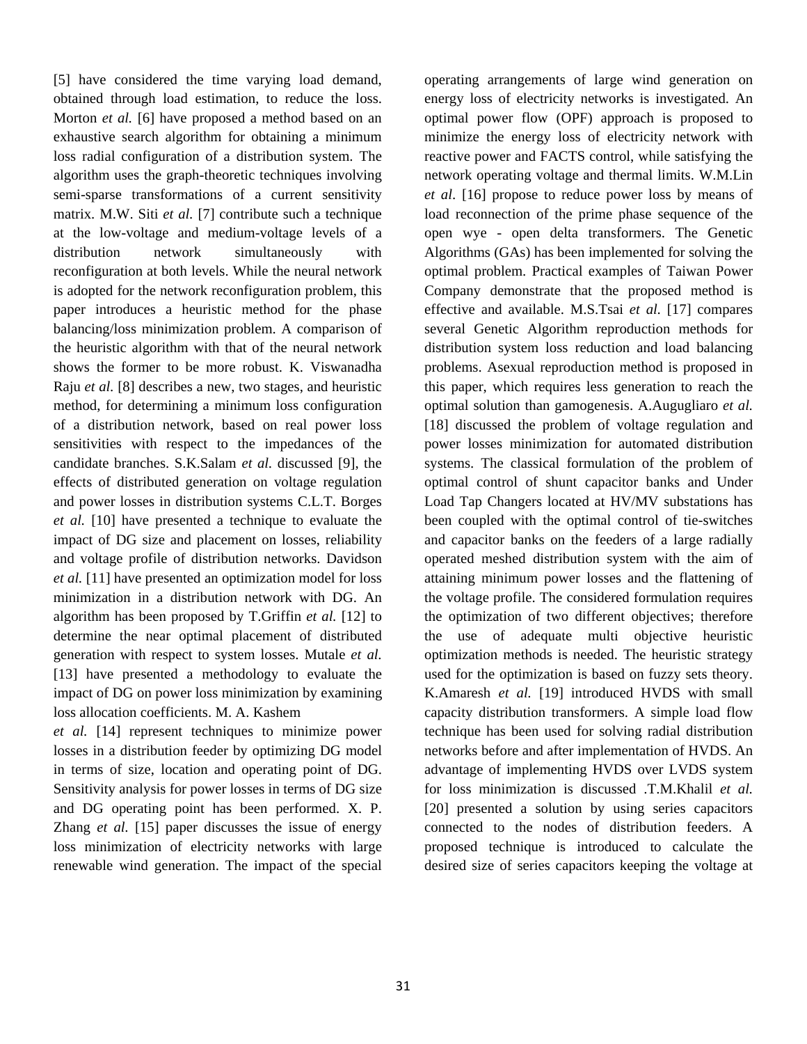[5] have considered the time varying load demand, obtained through load estimation, to reduce the loss. Morton *et al.* [6] have proposed a method based on an exhaustive search algorithm for obtaining a minimum loss radial configuration of a distribution system. The algorithm uses the graph-theoretic techniques involving semi-sparse transformations of a current sensitivity matrix. M.W. Siti *et al.* [7] contribute such a technique at the low-voltage and medium-voltage levels of a distribution network simultaneously with reconfiguration at both levels. While the neural network is adopted for the network reconfiguration problem, this paper introduces a heuristic method for the phase balancing/loss minimization problem. A comparison of the heuristic algorithm with that of the neural network shows the former to be more robust. K. Viswanadha Raju *et al.* [8] describes a new, two stages, and heuristic method, for determining a minimum loss configuration of a distribution network, based on real power loss sensitivities with respect to the impedances of the candidate branches. S.K.Salam *et al.* discussed [9], the effects of distributed generation on voltage regulation and power losses in distribution systems C.L.T. Borges *et al.* [10] have presented a technique to evaluate the impact of DG size and placement on losses, reliability and voltage profile of distribution networks. Davidson *et al.* [11] have presented an optimization model for loss minimization in a distribution network with DG. An algorithm has been proposed by T.Griffin *et al.* [12] to determine the near optimal placement of distributed generation with respect to system losses. Mutale *et al.* [13] have presented a methodology to evaluate the impact of DG on power loss minimization by examining loss allocation coefficients. M. A. Kashem *et al.* [14] represent techniques to minimize power losses in a distribution feeder by optimizing DG model in terms of size, location and operating point of DG. Sensitivity analysis for power losses in terms of DG size and DG operating point has been performed. X. P. Zhang *et al.* [15] paper discusses the issue of energy loss minimization of electricity networks with large renewable wind generation. The impact of the special operating arrangements of large wind generation on energy loss of electricity networks is investigated. An optimal power flow (OPF) approach is proposed to minimize the energy loss of electricity network with reactive power and FACTS control, while satisfying the network operating voltage and thermal limits. W.M.Lin *et al*. [16] propose to reduce power loss by means of load reconnection of the prime phase sequence of the open wye - open delta transformers. The Genetic Algorithms (GAs) has been implemented for solving the optimal problem. Practical examples of Taiwan Power Company demonstrate that the proposed method is effective and available. M.S.Tsai *et al.* [17] compares several Genetic Algorithm reproduction methods for distribution system loss reduction and load balancing problems. Asexual reproduction method is proposed in this paper, which requires less generation to reach the optimal solution than gamogenesis. A.Augugliaro *et al.* [18] discussed the problem of voltage regulation and power losses minimization for automated distribution systems. The classical formulation of the problem of optimal control of shunt capacitor banks and Under Load Tap Changers located at HV/MV substations has been coupled with the optimal control of tie-switches and capacitor banks on the feeders of a large radially operated meshed distribution system with the aim of attaining minimum power losses and the flattening of the voltage profile. The considered formulation requires the optimization of two different objectives; therefore the use of adequate multi objective heuristic optimization methods is needed. The heuristic strategy used for the optimization is based on fuzzy sets theory. K.Amaresh *et al.* [19] introduced HVDS with small capacity distribution transformers. A simple load flow technique has been used for solving radial distribution networks before and after implementation of HVDS. An advantage of implementing HVDS over LVDS system for loss minimization is discussed .T.M.Khalil *et al.* [20] presented a solution by using series capacitors connected to the nodes of distribution feeders. A proposed technique is introduced to calculate the desired size of series capacitors keeping the voltage at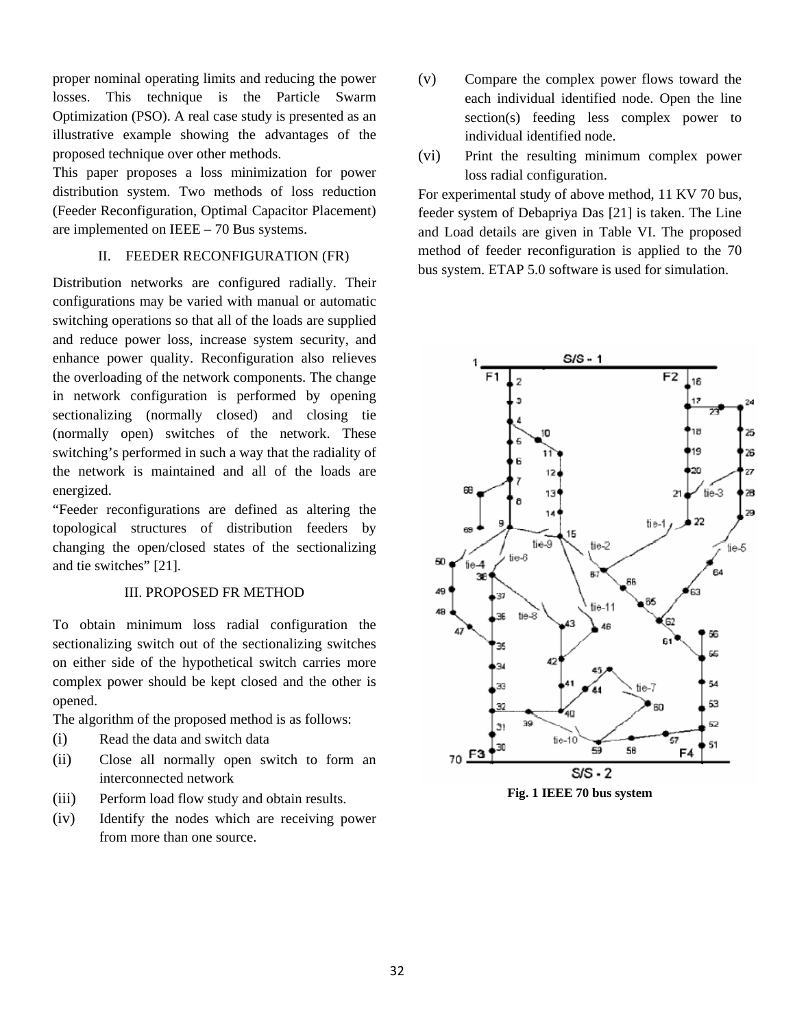proper nominal operating limits and reducing the power losses. This technique is the Particle Swarm Optimization (PSO). A real case study is presented as an illustrative example showing the advantages of the proposed technique over other methods.

This paper proposes a loss minimization for power distribution system. Two methods of loss reduction (Feeder Reconfiguration, Optimal Capacitor Placement) are implemented on IEEE – 70 Bus systems.

## II. FEEDER RECONFIGURATION (FR)

Distribution networks are configured radially. Their configurations may be varied with manual or automatic switching operations so that all of the loads are supplied and reduce power loss, increase system security, and enhance power quality. Reconfiguration also relieves the overloading of the network components. The change in network configuration is performed by opening sectionalizing (normally closed) and closing tie (normally open) switches of the network. These switching's performed in such a way that the radiality of the network is maintained and all of the loads are energized.

"Feeder reconfigurations are defined as altering the topological structures of distribution feeders by changing the open/closed states of the sectionalizing and tie switches" [21].

## III. PROPOSED FR METHOD

To obtain minimum loss radial configuration the sectionalizing switch out of the sectionalizing switches on either side of the hypothetical switch carries more complex power should be kept closed and the other is opened.

The algorithm of the proposed method is as follows:

(i) Read the data and switch data

(ii) Close all normally open switch to form an interconnected network

(iii) Perform load flow study and obtain results.

(iv) Identify the nodes which are receiving power from more than one source.

(v) Compare the complex power flows toward the each individual identified node. Open the line section(s) feeding less complex power to individual identified node.

(vi) Print the resulting minimum complex power loss radial configuration.

For experimental study of above method, 11 KV 70 bus, feeder system of Debapriya Das [21] is taken. The Line and Load details are given in Table VI. The proposed method of feeder reconfiguration is applied to the 70 bus system. ETAP 5.0 software is used for simulation.

**Fig. 1 IEEE 70 bus system**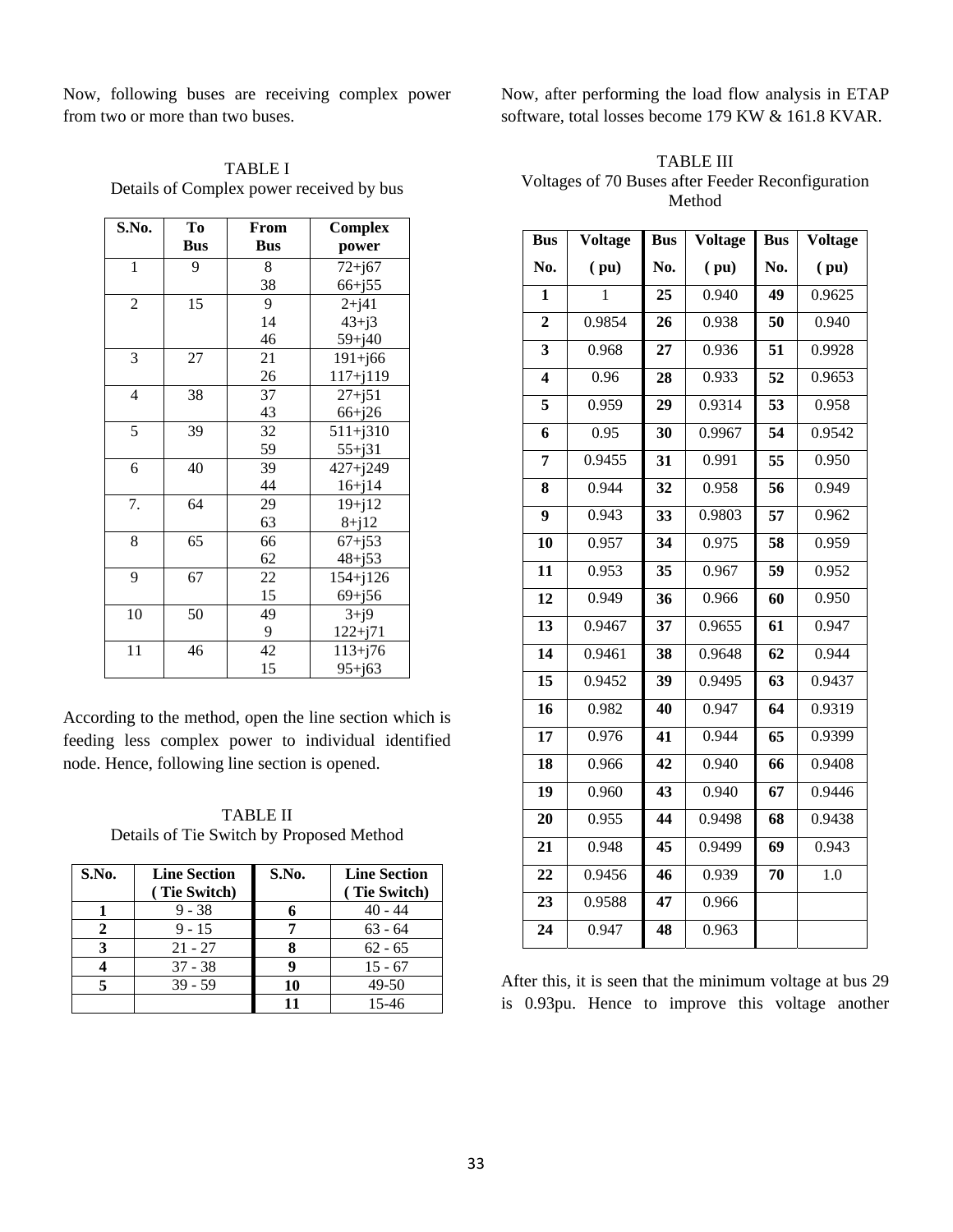Now, following buses are receiving complex power from two or more than two buses.

TABLE I
Details of Complex power received by bus

| S.No. | To Bus | From Bus | Complex power |
|---|---|---|---|
| 1 | 9 | 8 | 72+j67 |
| | | 38 | 66+j55 |
| 2 | 15 | 9 | 2+j41 |
| | | 14 | 43+j3 |
| | | 46 | 59+j40 |
| 3 | 27 | 21 | 191+j66 |
| | | 26 | 117+j119 |
| 4 | 38 | 37 | 27+j51 |
| | | 43 | 66+j26 |
| 5 | 39 | 32 | 511+j310 |
| | | 59 | 55+j31 |
| 6 | 40 | 39 | 427+j249 |
| | | 44 | 16+j14 |
| 7. | 64 | 29 | 19+j12 |
| | | 63 | 8+j12 |
| 8 | 65 | 66 | 67+j53 |
| | | 62 | 48+j53 |
| 9 | 67 | 22 | 154+j126 |
| | | 15 | 69+j56 |
| 10 | 50 | 49 | 3+j9 |
| | | 9 | 122+j71 |
| 11 | 46 | 42 | 113+j76 |
| | | 15 | 95+j63 |

According to the method, open the line section which is feeding less complex power to individual identified node. Hence, following line section is opened.

TABLE II
Details of Tie Switch by Proposed Method

| S.No. | Line Section ( Tie Switch) | S.No. | Line Section ( Tie Switch) |
|---|---|---|---|
| **1** | 9 - 38 | **6** | 40 - 44 |
| **2** | 9 - 15 | **7** | 63 - 64 |
| **3** | 21 - 27 | **8** | 62 - 65 |
| **4** | 37 - 38 | **9** | 15 - 67 |
| **5** | 39 - 59 | **10** | 49-50 |
| | | **11** | 15-46 |

Now, after performing the load flow analysis in ETAP software, total losses become 179 KW & 161.8 KVAR.

TABLE III
Voltages of 70 Buses after Feeder Reconfiguration Method

| Bus No. | Voltage ( pu) | Bus No. | Voltage ( pu) | Bus No. | Voltage ( pu) |
|---|---|---|---|---|---|
| **1** | 1 | **25** | 0.940 | **49** | 0.9625 |
| **2** | 0.9854 | **26** | 0.938 | **50** | 0.940 |
| **3** | 0.968 | **27** | 0.936 | **51** | 0.9928 |
| **4** | 0.96 | **28** | 0.933 | **52** | 0.9653 |
| **5** | 0.959 | **29** | 0.9314 | **53** | 0.958 |
| **6** | 0.95 | **30** | 0.9967 | **54** | 0.9542 |
| **7** | 0.9455 | **31** | 0.991 | **55** | 0.950 |
| **8** | 0.944 | **32** | 0.958 | **56** | 0.949 |
| **9** | 0.943 | **33** | 0.9803 | **57** | 0.962 |
| **10** | 0.957 | **34** | 0.975 | **58** | 0.959 |
| **11** | 0.953 | **35** | 0.967 | **59** | 0.952 |
| **12** | 0.949 | **36** | 0.966 | **60** | 0.950 |
| **13** | 0.9467 | **37** | 0.9655 | **61** | 0.947 |
| **14** | 0.9461 | **38** | 0.9648 | **62** | 0.944 |
| **15** | 0.9452 | **39** | 0.9495 | **63** | 0.9437 |
| **16** | 0.982 | **40** | 0.947 | **64** | 0.9319 |
| **17** | 0.976 | **41** | 0.944 | **65** | 0.9399 |
| **18** | 0.966 | **42** | 0.940 | **66** | 0.9408 |
| **19** | 0.960 | **43** | 0.940 | **67** | 0.9446 |
| **20** | 0.955 | **44** | 0.9498 | **68** | 0.9438 |
| **21** | 0.948 | **45** | 0.9499 | **69** | 0.943 |
| **22** | 0.9456 | **46** | 0.939 | **70** | 1.0 |
| **23** | 0.9588 | **47** | 0.966 | | |
| **24** | 0.947 | **48** | 0.963 | | |

After this, it is seen that the minimum voltage at bus 29 is 0.93pu. Hence to improve this voltage another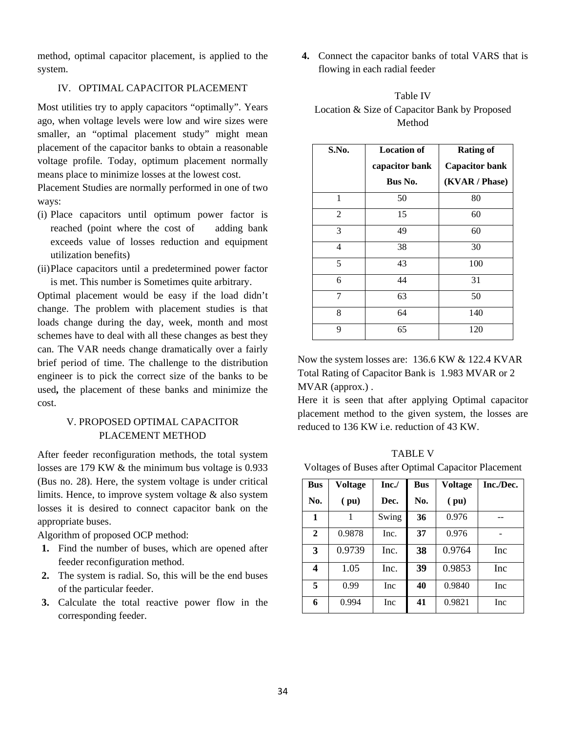method, optimal capacitor placement, is applied to the system.

## IV. OPTIMAL CAPACITOR PLACEMENT

Most utilities try to apply capacitors “optimally”. Years ago, when voltage levels were low and wire sizes were smaller, an “optimal placement study” might mean placement of the capacitor banks to obtain a reasonable voltage profile. Today, optimum placement normally means place to minimize losses at the lowest cost.

Placement Studies are normally performed in one of two ways:

(i) Place capacitors until optimum power factor is reached (point where the cost of adding bank exceeds value of losses reduction and equipment utilization benefits)

(ii) Place capacitors until a predetermined power factor is met. This number is Sometimes quite arbitrary.

Optimal placement would be easy if the load didn’t change. The problem with placement studies is that loads change during the day, week, month and most schemes have to deal with all these changes as best they can. The VAR needs change dramatically over a fairly brief period of time. The challenge to the distribution engineer is to pick the correct size of the banks to be used**,** the placement of these banks and minimize the cost.

## V. PROPOSED OPTIMAL CAPACITOR PLACEMENT METHOD

After feeder reconfiguration methods, the total system losses are 179 KW & the minimum bus voltage is 0.933 (Bus no. 28). Here, the system voltage is under critical limits. Hence, to improve system voltage & also system losses it is desired to connect capacitor bank on the appropriate buses.

Algorithm of proposed OCP method:

1. Find the number of buses, which are opened after feeder reconfiguration method.
2. The system is radial. So, this will be the end buses of the particular feeder.
3. Calculate the total reactive power flow in the corresponding feeder.
4. Connect the capacitor banks of total VARS that is flowing in each radial feeder

Table IV
Location & Size of Capacitor Bank by Proposed Method

| S.No. | Location of capacitor bank Bus No. | Rating of Capacitor bank (KVAR / Phase) |
|---|---|---|
| 1 | 50 | 80 |
| 2 | 15 | 60 |
| 3 | 49 | 60 |
| 4 | 38 | 30 |
| 5 | 43 | 100 |
| 6 | 44 | 31 |
| 7 | 63 | 50 |
| 8 | 64 | 140 |
| 9 | 65 | 120 |

Now the system losses are: 136.6 KW & 122.4 KVAR
Total Rating of Capacitor Bank is 1.983 MVAR or 2 MVAR (approx.) .

Here it is seen that after applying Optimal capacitor placement method to the given system, the losses are reduced to 136 KW i.e. reduction of 43 KW.

TABLE V
Voltages of Buses after Optimal Capacitor Placement

| Bus No. | Voltage ( pu) | Inc./ Dec. | Bus No. | Voltage ( pu) | Inc./Dec. |
|---|---|---|---|---|---|
| **1** | 1 | Swing | **36** | 0.976 | -- |
| **2** | 0.9878 | Inc. | **37** | 0.976 | - |
| **3** | 0.9739 | Inc. | **38** | 0.9764 | Inc |
| **4** | 1.05 | Inc. | **39** | 0.9853 | Inc |
| **5** | 0.99 | Inc | **40** | 0.9840 | Inc |
| **6** | 0.994 | Inc | **41** | 0.9821 | Inc |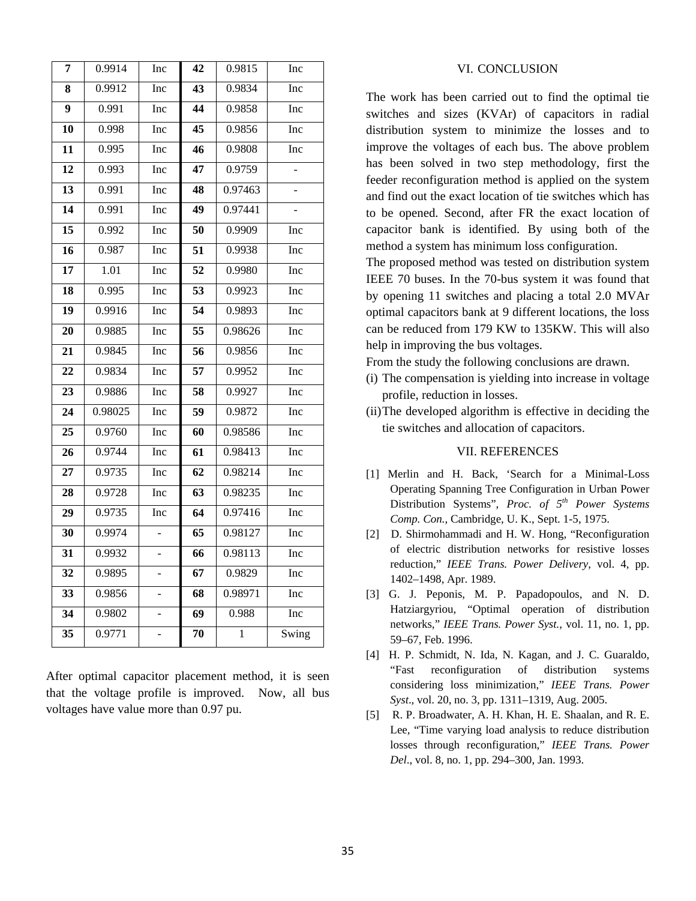| 7 | 0.9914 | Inc | 42 | 0.9815 | Inc |
|---|---|---|---|---|---|
| 8 | 0.9912 | Inc | 43 | 0.9834 | Inc |
| 9 | 0.991 | Inc | 44 | 0.9858 | Inc |
| 10 | 0.998 | Inc | 45 | 0.9856 | Inc |
| 11 | 0.995 | Inc | 46 | 0.9808 | Inc |
| 12 | 0.993 | Inc | 47 | 0.9759 | - |
| 13 | 0.991 | Inc | 48 | 0.97463 | - |
| 14 | 0.991 | Inc | 49 | 0.97441 | - |
| 15 | 0.992 | Inc | 50 | 0.9909 | Inc |
| 16 | 0.987 | Inc | 51 | 0.9938 | Inc |
| 17 | 1.01 | Inc | 52 | 0.9980 | Inc |
| 18 | 0.995 | Inc | 53 | 0.9923 | Inc |
| 19 | 0.9916 | Inc | 54 | 0.9893 | Inc |
| 20 | 0.9885 | Inc | 55 | 0.98626 | Inc |
| 21 | 0.9845 | Inc | 56 | 0.9856 | Inc |
| 22 | 0.9834 | Inc | 57 | 0.9952 | Inc |
| 23 | 0.9886 | Inc | 58 | 0.9927 | Inc |
| 24 | 0.98025 | Inc | 59 | 0.9872 | Inc |
| 25 | 0.9760 | Inc | 60 | 0.98586 | Inc |
| 26 | 0.9744 | Inc | 61 | 0.98413 | Inc |
| 27 | 0.9735 | Inc | 62 | 0.98214 | Inc |
| 28 | 0.9728 | Inc | 63 | 0.98235 | Inc |
| 29 | 0.9735 | Inc | 64 | 0.97416 | Inc |
| 30 | 0.9974 | - | 65 | 0.98127 | Inc |
| 31 | 0.9932 | - | 66 | 0.98113 | Inc |
| 32 | 0.9895 | - | 67 | 0.9829 | Inc |
| 33 | 0.9856 | - | 68 | 0.98971 | Inc |
| 34 | 0.9802 | - | 69 | 0.988 | Inc |
| 35 | 0.9771 | - | 70 | 1 | Swing |

After optimal capacitor placement method, it is seen that the voltage profile is improved. Now, all bus voltages have value more than 0.97 pu.

## VI. CONCLUSION

The work has been carried out to find the optimal tie switches and sizes (KVAr) of capacitors in radial distribution system to minimize the losses and to improve the voltages of each bus. The above problem has been solved in two step methodology, first the feeder reconfiguration method is applied on the system and find out the exact location of tie switches which has to be opened. Second, after FR the exact location of capacitor bank is identified. By using both of the method a system has minimum loss configuration.

The proposed method was tested on distribution system IEEE 70 buses. In the 70-bus system it was found that by opening 11 switches and placing a total 2.0 MVAr optimal capacitors bank at 9 different locations, the loss can be reduced from 179 KW to 135KW. This will also help in improving the bus voltages.

From the study the following conclusions are drawn.

(i) The compensation is yielding into increase in voltage profile, reduction in losses.

(ii) The developed algorithm is effective in deciding the tie switches and allocation of capacitors.

## VII. REFERENCES

[1] Merlin and H. Back, 'Search for a Minimal-Loss Operating Spanning Tree Configuration in Urban Power Distribution Systems", *Proc. of 5th Power Systems Comp. Con.*, Cambridge, U. K., Sept. 1-5, 1975.

[2] D. Shirmohammadi and H. W. Hong, "Reconfiguration of electric distribution networks for resistive losses reduction," *IEEE Trans. Power Delivery*, vol. 4, pp. 1402–1498, Apr. 1989.

[3] G. J. Peponis, M. P. Papadopoulos, and N. D. Hatziargyriou, "Optimal operation of distribution networks," *IEEE Trans. Power Syst.*, vol. 11, no. 1, pp. 59–67, Feb. 1996.

[4] H. P. Schmidt, N. Ida, N. Kagan, and J. C. Guaraldo, "Fast reconfiguration of distribution systems considering loss minimization," *IEEE Trans. Power Syst*., vol. 20, no. 3, pp. 1311–1319, Aug. 2005.

[5] R. P. Broadwater, A. H. Khan, H. E. Shaalan, and R. E. Lee, "Time varying load analysis to reduce distribution losses through reconfiguration," *IEEE Trans. Power Del*., vol. 8, no. 1, pp. 294–300, Jan. 1993.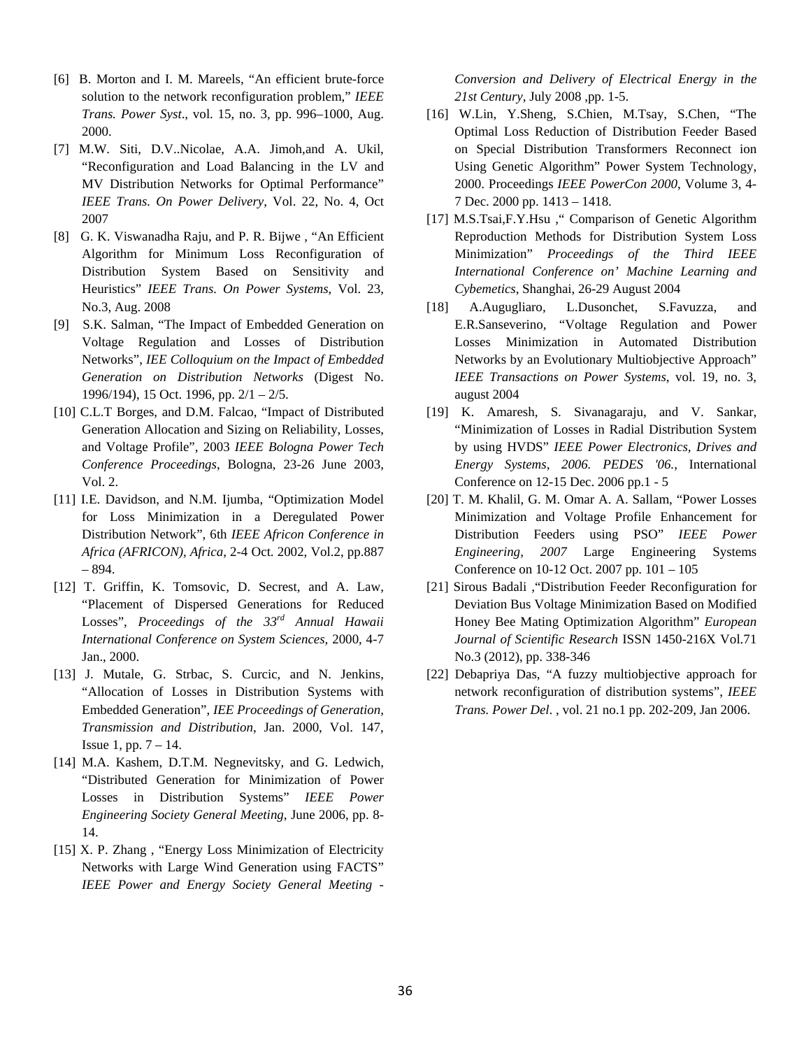[6] B. Morton and I. M. Mareels, "An efficient brute-force solution to the network reconfiguration problem," *IEEE Trans. Power Syst*., vol. 15, no. 3, pp. 996–1000, Aug. 2000.

[7] M.W. Siti, D.V..Nicolae, A.A. Jimoh,and A. Ukil, "Reconfiguration and Load Balancing in the LV and MV Distribution Networks for Optimal Performance" *IEEE Trans. On Power Delivery*, Vol. 22, No. 4, Oct 2007

[8] G. K. Viswanadha Raju, and P. R. Bijwe , "An Efficient Algorithm for Minimum Loss Reconfiguration of Distribution System Based on Sensitivity and Heuristics" *IEEE Trans. On Power Systems*, Vol. 23, No.3, Aug. 2008

[9] S.K. Salman, "The Impact of Embedded Generation on Voltage Regulation and Losses of Distribution Networks", *IEE Colloquium on the Impact of Embedded Generation on Distribution Networks* (Digest No. 1996/194), 15 Oct. 1996, pp. 2/1 – 2/5.

[10] C.L.T Borges, and D.M. Falcao, "Impact of Distributed Generation Allocation and Sizing on Reliability, Losses, and Voltage Profile", 2003 *IEEE Bologna Power Tech Conference Proceedings*, Bologna, 23-26 June 2003, Vol. 2.

[11] I.E. Davidson, and N.M. Ijumba, "Optimization Model for Loss Minimization in a Deregulated Power Distribution Network", 6th *IEEE Africon Conference in Africa (AFRICON), Africa*, 2-4 Oct. 2002, Vol.2, pp.887 – 894.

[12] T. Griffin, K. Tomsovic, D. Secrest, and A. Law, "Placement of Dispersed Generations for Reduced Losses", *Proceedings of the 33rd Annual Hawaii International Conference on System Sciences,* 2000, 4-7 Jan., 2000.

[13] J. Mutale, G. Strbac, S. Curcic, and N. Jenkins, "Allocation of Losses in Distribution Systems with Embedded Generation", *IEE Proceedings of Generation, Transmission and Distribution*, Jan. 2000, Vol. 147, Issue 1, pp. 7 – 14.

[14] M.A. Kashem, D.T.M. Negnevitsky, and G. Ledwich, "Distributed Generation for Minimization of Power Losses in Distribution Systems" *IEEE Power Engineering Society General Meeting*, June 2006, pp. 8-14.

[15] X. P. Zhang , "Energy Loss Minimization of Electricity Networks with Large Wind Generation using FACTS" *IEEE Power and Energy Society General Meeting - Conversion and Delivery of Electrical Energy in the 21st Century*, July 2008 ,pp. 1-5.

[16] W.Lin, Y.Sheng, S.Chien, M.Tsay, S.Chen, "The Optimal Loss Reduction of Distribution Feeder Based on Special Distribution Transformers Reconnect ion Using Genetic Algorithm" Power System Technology, 2000. Proceedings *IEEE PowerCon 2000*, Volume 3, 4-7 Dec. 2000 pp. 1413 – 1418.

[17] M.S.Tsai,F.Y.Hsu ," Comparison of Genetic Algorithm Reproduction Methods for Distribution System Loss Minimization" *Proceedings of the Third IEEE International Conference on' Machine Learning and Cybemetics*, Shanghai, 26-29 August 2004

[18] A.Augugliaro, L.Dusonchet, S.Favuzza, and E.R.Sanseverino, "Voltage Regulation and Power Losses Minimization in Automated Distribution Networks by an Evolutionary Multiobjective Approach" *IEEE Transactions on Power Systems*, vol. 19, no. 3, august 2004

[19] K. Amaresh, S. Sivanagaraju, and V. Sankar, "Minimization of Losses in Radial Distribution System by using HVDS" *IEEE Power Electronics, Drives and Energy Systems, 2006. PEDES '06.*, International Conference on 12-15 Dec. 2006 pp.1 - 5

[20] T. M. Khalil, G. M. Omar A. A. Sallam, "Power Losses Minimization and Voltage Profile Enhancement for Distribution Feeders using PSO" *IEEE Power Engineering, 2007* Large Engineering Systems Conference on 10-12 Oct. 2007 pp. 101 – 105

[21] Sirous Badali ,"Distribution Feeder Reconfiguration for Deviation Bus Voltage Minimization Based on Modified Honey Bee Mating Optimization Algorithm" *European Journal of Scientific Research* ISSN 1450-216X Vol.71 No.3 (2012), pp. 338-346

[22] Debapriya Das, "A fuzzy multiobjective approach for network reconfiguration of distribution systems", *IEEE Trans. Power Del.* , vol. 21 no.1 pp. 202-209, Jan 2006.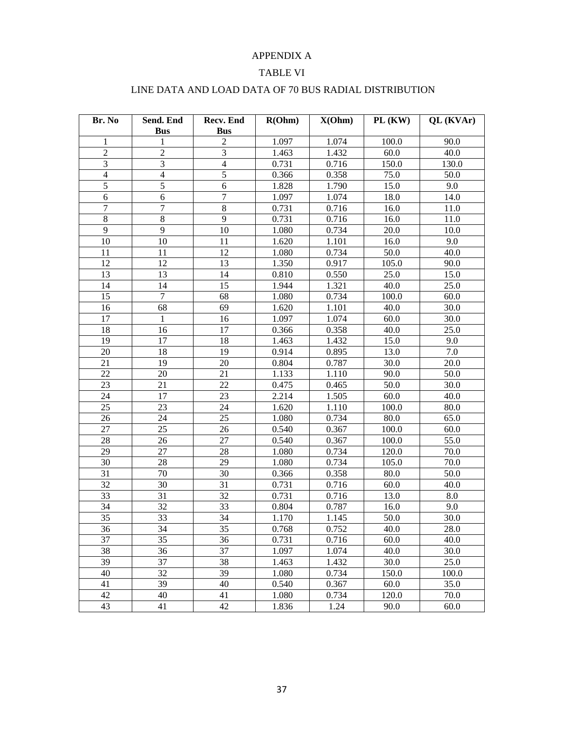# APPENDIX A

## TABLE VI

## LINE DATA AND LOAD DATA OF 70 BUS RADIAL DISTRIBUTION

| Br. No | Send. End Bus | Recv. End Bus | R(Ohm) | X(Ohm) | PL (KW) | QL (KVAr) |
|---|---|---|---|---|---|---|
| 1 | 1 | 2 | 1.097 | 1.074 | 100.0 | 90.0 |
| 2 | 2 | 3 | 1.463 | 1.432 | 60.0 | 40.0 |
| 3 | 3 | 4 | 0.731 | 0.716 | 150.0 | 130.0 |
| 4 | 4 | 5 | 0.366 | 0.358 | 75.0 | 50.0 |
| 5 | 5 | 6 | 1.828 | 1.790 | 15.0 | 9.0 |
| 6 | 6 | 7 | 1.097 | 1.074 | 18.0 | 14.0 |
| 7 | 7 | 8 | 0.731 | 0.716 | 16.0 | 11.0 |
| 8 | 8 | 9 | 0.731 | 0.716 | 16.0 | 11.0 |
| 9 | 9 | 10 | 1.080 | 0.734 | 20.0 | 10.0 |
| 10 | 10 | 11 | 1.620 | 1.101 | 16.0 | 9.0 |
| 11 | 11 | 12 | 1.080 | 0.734 | 50.0 | 40.0 |
| 12 | 12 | 13 | 1.350 | 0.917 | 105.0 | 90.0 |
| 13 | 13 | 14 | 0.810 | 0.550 | 25.0 | 15.0 |
| 14 | 14 | 15 | 1.944 | 1.321 | 40.0 | 25.0 |
| 15 | 7 | 68 | 1.080 | 0.734 | 100.0 | 60.0 |
| 16 | 68 | 69 | 1.620 | 1.101 | 40.0 | 30.0 |
| 17 | 1 | 16 | 1.097 | 1.074 | 60.0 | 30.0 |
| 18 | 16 | 17 | 0.366 | 0.358 | 40.0 | 25.0 |
| 19 | 17 | 18 | 1.463 | 1.432 | 15.0 | 9.0 |
| 20 | 18 | 19 | 0.914 | 0.895 | 13.0 | 7.0 |
| 21 | 19 | 20 | 0.804 | 0.787 | 30.0 | 20.0 |
| 22 | 20 | 21 | 1.133 | 1.110 | 90.0 | 50.0 |
| 23 | 21 | 22 | 0.475 | 0.465 | 50.0 | 30.0 |
| 24 | 17 | 23 | 2.214 | 1.505 | 60.0 | 40.0 |
| 25 | 23 | 24 | 1.620 | 1.110 | 100.0 | 80.0 |
| 26 | 24 | 25 | 1.080 | 0.734 | 80.0 | 65.0 |
| 27 | 25 | 26 | 0.540 | 0.367 | 100.0 | 60.0 |
| 28 | 26 | 27 | 0.540 | 0.367 | 100.0 | 55.0 |
| 29 | 27 | 28 | 1.080 | 0.734 | 120.0 | 70.0 |
| 30 | 28 | 29 | 1.080 | 0.734 | 105.0 | 70.0 |
| 31 | 70 | 30 | 0.366 | 0.358 | 80.0 | 50.0 |
| 32 | 30 | 31 | 0.731 | 0.716 | 60.0 | 40.0 |
| 33 | 31 | 32 | 0.731 | 0.716 | 13.0 | 8.0 |
| 34 | 32 | 33 | 0.804 | 0.787 | 16.0 | 9.0 |
| 35 | 33 | 34 | 1.170 | 1.145 | 50.0 | 30.0 |
| 36 | 34 | 35 | 0.768 | 0.752 | 40.0 | 28.0 |
| 37 | 35 | 36 | 0.731 | 0.716 | 60.0 | 40.0 |
| 38 | 36 | 37 | 1.097 | 1.074 | 40.0 | 30.0 |
| 39 | 37 | 38 | 1.463 | 1.432 | 30.0 | 25.0 |
| 40 | 32 | 39 | 1.080 | 0.734 | 150.0 | 100.0 |
| 41 | 39 | 40 | 0.540 | 0.367 | 60.0 | 35.0 |
| 42 | 40 | 41 | 1.080 | 0.734 | 120.0 | 70.0 |
| 43 | 41 | 42 | 1.836 | 1.24 | 90.0 | 60.0 |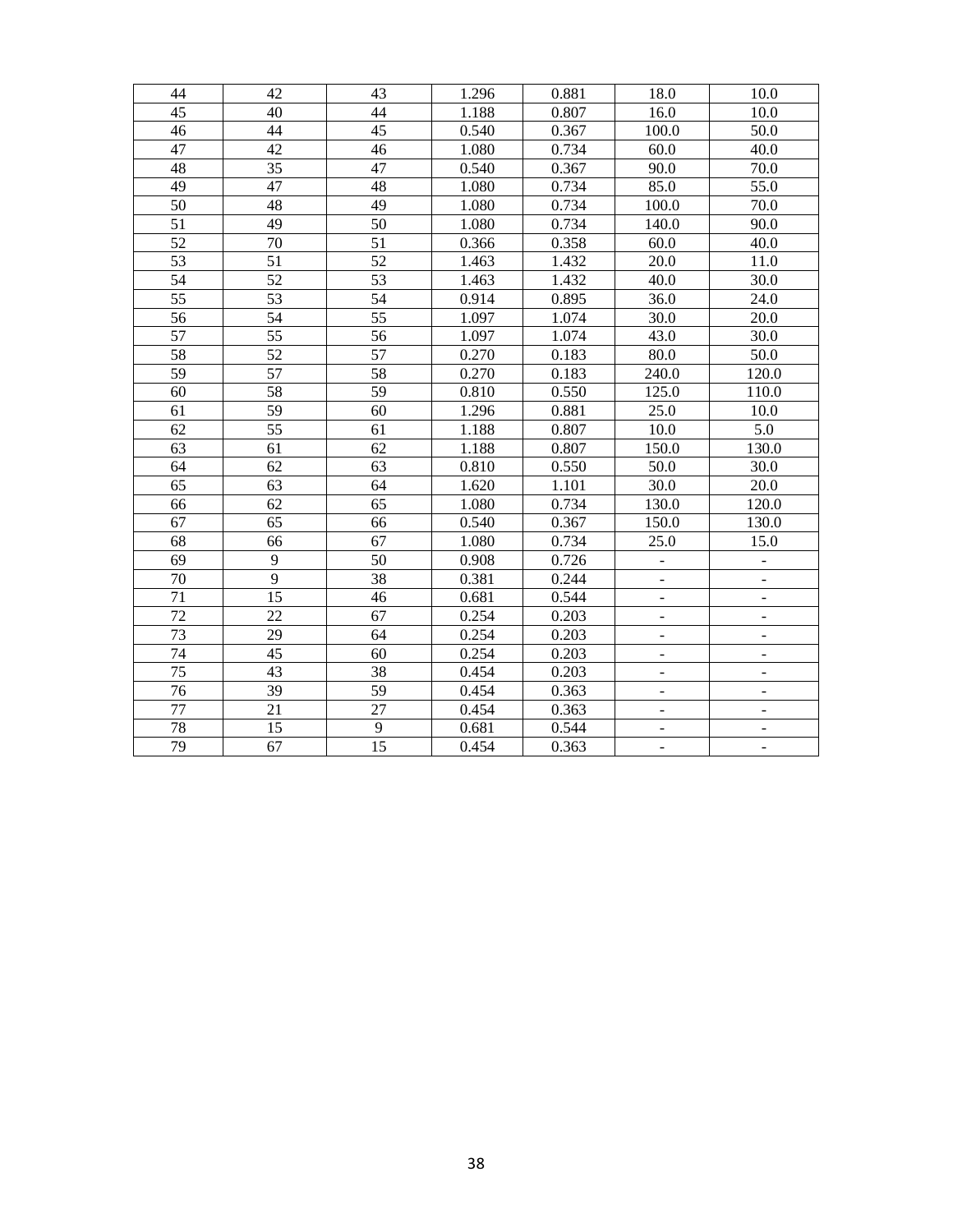| | | | | | | |
|---|---|---|---|---|---|---|
| 44 | 42 | 43 | 1.296 | 0.881 | 18.0 | 10.0 |
| 45 | 40 | 44 | 1.188 | 0.807 | 16.0 | 10.0 |
| 46 | 44 | 45 | 0.540 | 0.367 | 100.0 | 50.0 |
| 47 | 42 | 46 | 1.080 | 0.734 | 60.0 | 40.0 |
| 48 | 35 | 47 | 0.540 | 0.367 | 90.0 | 70.0 |
| 49 | 47 | 48 | 1.080 | 0.734 | 85.0 | 55.0 |
| 50 | 48 | 49 | 1.080 | 0.734 | 100.0 | 70.0 |
| 51 | 49 | 50 | 1.080 | 0.734 | 140.0 | 90.0 |
| 52 | 70 | 51 | 0.366 | 0.358 | 60.0 | 40.0 |
| 53 | 51 | 52 | 1.463 | 1.432 | 20.0 | 11.0 |
| 54 | 52 | 53 | 1.463 | 1.432 | 40.0 | 30.0 |
| 55 | 53 | 54 | 0.914 | 0.895 | 36.0 | 24.0 |
| 56 | 54 | 55 | 1.097 | 1.074 | 30.0 | 20.0 |
| 57 | 55 | 56 | 1.097 | 1.074 | 43.0 | 30.0 |
| 58 | 52 | 57 | 0.270 | 0.183 | 80.0 | 50.0 |
| 59 | 57 | 58 | 0.270 | 0.183 | 240.0 | 120.0 |
| 60 | 58 | 59 | 0.810 | 0.550 | 125.0 | 110.0 |
| 61 | 59 | 60 | 1.296 | 0.881 | 25.0 | 10.0 |
| 62 | 55 | 61 | 1.188 | 0.807 | 10.0 | 5.0 |
| 63 | 61 | 62 | 1.188 | 0.807 | 150.0 | 130.0 |
| 64 | 62 | 63 | 0.810 | 0.550 | 50.0 | 30.0 |
| 65 | 63 | 64 | 1.620 | 1.101 | 30.0 | 20.0 |
| 66 | 62 | 65 | 1.080 | 0.734 | 130.0 | 120.0 |
| 67 | 65 | 66 | 0.540 | 0.367 | 150.0 | 130.0 |
| 68 | 66 | 67 | 1.080 | 0.734 | 25.0 | 15.0 |
| 69 | 9 | 50 | 0.908 | 0.726 | - | - |
| 70 | 9 | 38 | 0.381 | 0.244 | - | - |
| 71 | 15 | 46 | 0.681 | 0.544 | - | - |
| 72 | 22 | 67 | 0.254 | 0.203 | - | - |
| 73 | 29 | 64 | 0.254 | 0.203 | - | - |
| 74 | 45 | 60 | 0.254 | 0.203 | - | - |
| 75 | 43 | 38 | 0.454 | 0.203 | - | - |
| 76 | 39 | 59 | 0.454 | 0.363 | - | - |
| 77 | 21 | 27 | 0.454 | 0.363 | - | - |
| 78 | 15 | 9 | 0.681 | 0.544 | - | - |
| 79 | 67 | 15 | 0.454 | 0.363 | - | - |